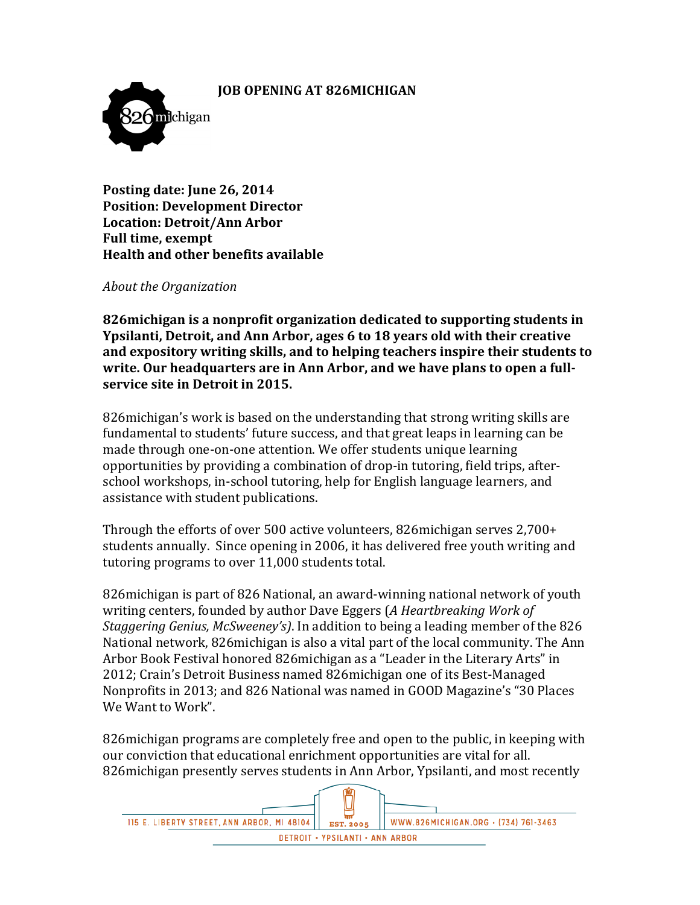# JOB OPENING AT 826MICHIGAN

**Posting date: June 26, 2014**
**Position: Development Director**
**Location: Detroit/Ann Arbor**
**Full time, exempt**
**Health and other benefits available**

*About the Organization*

**826michigan is a nonprofit organization dedicated to supporting students in Ypsilanti, Detroit, and Ann Arbor, ages 6 to 18 years old with their creative and expository writing skills, and to helping teachers inspire their students to write. Our headquarters are in Ann Arbor, and we have plans to open a full-service site in Detroit in 2015.**

826michigan's work is based on the understanding that strong writing skills are fundamental to students' future success, and that great leaps in learning can be made through one-on-one attention. We offer students unique learning opportunities by providing a combination of drop-in tutoring, field trips, after-school workshops, in-school tutoring, help for English language learners, and assistance with student publications.

Through the efforts of over 500 active volunteers, 826michigan serves 2,700+ students annually. Since opening in 2006, it has delivered free youth writing and tutoring programs to over 11,000 students total.

826michigan is part of 826 National, an award-winning national network of youth writing centers, founded by author Dave Eggers (*A Heartbreaking Work of Staggering Genius, McSweeney's)*. In addition to being a leading member of the 826 National network, 826michigan is also a vital part of the local community. The Ann Arbor Book Festival honored 826michigan as a "Leader in the Literary Arts" in 2012; Crain's Detroit Business named 826michigan one of its Best-Managed Nonprofits in 2013; and 826 National was named in GOOD Magazine's "30 Places We Want to Work".

826michigan programs are completely free and open to the public, in keeping with our conviction that educational enrichment opportunities are vital for all. 826michigan presently serves students in Ann Arbor, Ypsilanti, and most recently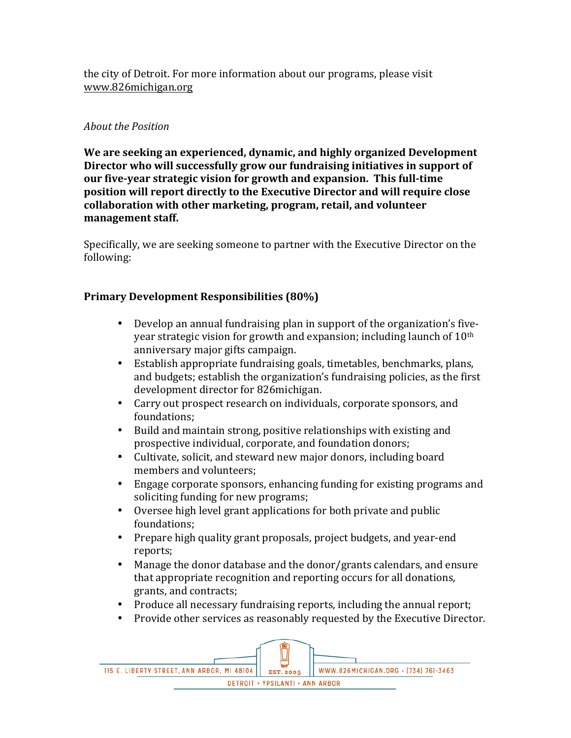the city of Detroit. For more information about our programs, please visit www.826michigan.org

*About the Position*

**We are seeking an experienced, dynamic, and highly organized Development Director who will successfully grow our fundraising initiatives in support of our five-year strategic vision for growth and expansion. This full-time position will report directly to the Executive Director and will require close collaboration with other marketing, program, retail, and volunteer management staff.**

Specifically, we are seeking someone to partner with the Executive Director on the following:

## Primary Development Responsibilities (80%)

- Develop an annual fundraising plan in support of the organization's five-year strategic vision for growth and expansion; including launch of 10th anniversary major gifts campaign.
- Establish appropriate fundraising goals, timetables, benchmarks, plans, and budgets; establish the organization's fundraising policies, as the first development director for 826michigan.
- Carry out prospect research on individuals, corporate sponsors, and foundations;
- Build and maintain strong, positive relationships with existing and prospective individual, corporate, and foundation donors;
- Cultivate, solicit, and steward new major donors, including board members and volunteers;
- Engage corporate sponsors, enhancing funding for existing programs and soliciting funding for new programs;
- Oversee high level grant applications for both private and public foundations;
- Prepare high quality grant proposals, project budgets, and year-end reports;
- Manage the donor database and the donor/grants calendars, and ensure that appropriate recognition and reporting occurs for all donations, grants, and contracts;
- Produce all necessary fundraising reports, including the annual report;
- Provide other services as reasonably requested by the Executive Director.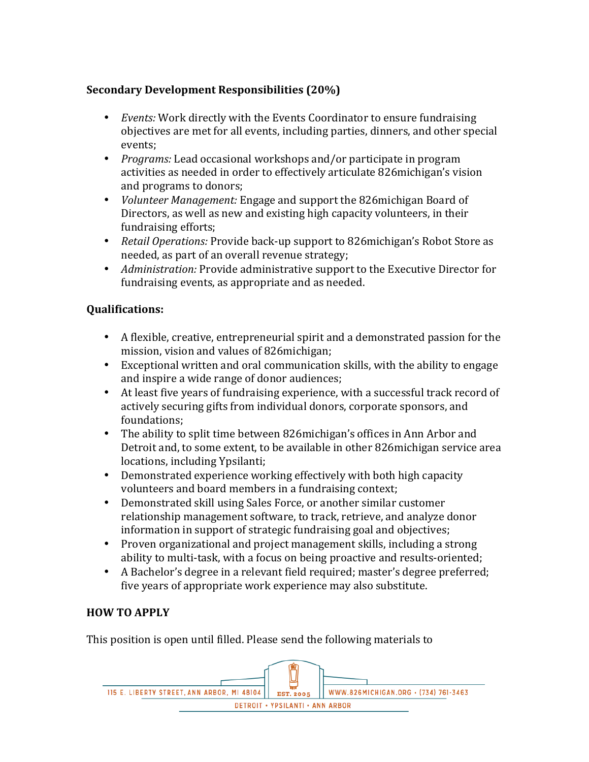**Secondary Development Responsibilities (20%)**

- *Events:* Work directly with the Events Coordinator to ensure fundraising objectives are met for all events, including parties, dinners, and other special events;
- *Programs:* Lead occasional workshops and/or participate in program activities as needed in order to effectively articulate 826michigan's vision and programs to donors;
- *Volunteer Management:* Engage and support the 826michigan Board of Directors, as well as new and existing high capacity volunteers, in their fundraising efforts;
- *Retail Operations:* Provide back-up support to 826michigan's Robot Store as needed, as part of an overall revenue strategy;
- *Administration:* Provide administrative support to the Executive Director for fundraising events, as appropriate and as needed.

**Qualifications:**

- A flexible, creative, entrepreneurial spirit and a demonstrated passion for the mission, vision and values of 826michigan;
- Exceptional written and oral communication skills, with the ability to engage and inspire a wide range of donor audiences;
- At least five years of fundraising experience, with a successful track record of actively securing gifts from individual donors, corporate sponsors, and foundations;
- The ability to split time between 826michigan's offices in Ann Arbor and Detroit and, to some extent, to be available in other 826michigan service area locations, including Ypsilanti;
- Demonstrated experience working effectively with both high capacity volunteers and board members in a fundraising context;
- Demonstrated skill using Sales Force, or another similar customer relationship management software, to track, retrieve, and analyze donor information in support of strategic fundraising goal and objectives;
- Proven organizational and project management skills, including a strong ability to multi-task, with a focus on being proactive and results-oriented;
- A Bachelor's degree in a relevant field required; master's degree preferred; five years of appropriate work experience may also substitute.

**HOW TO APPLY**

This position is open until filled. Please send the following materials to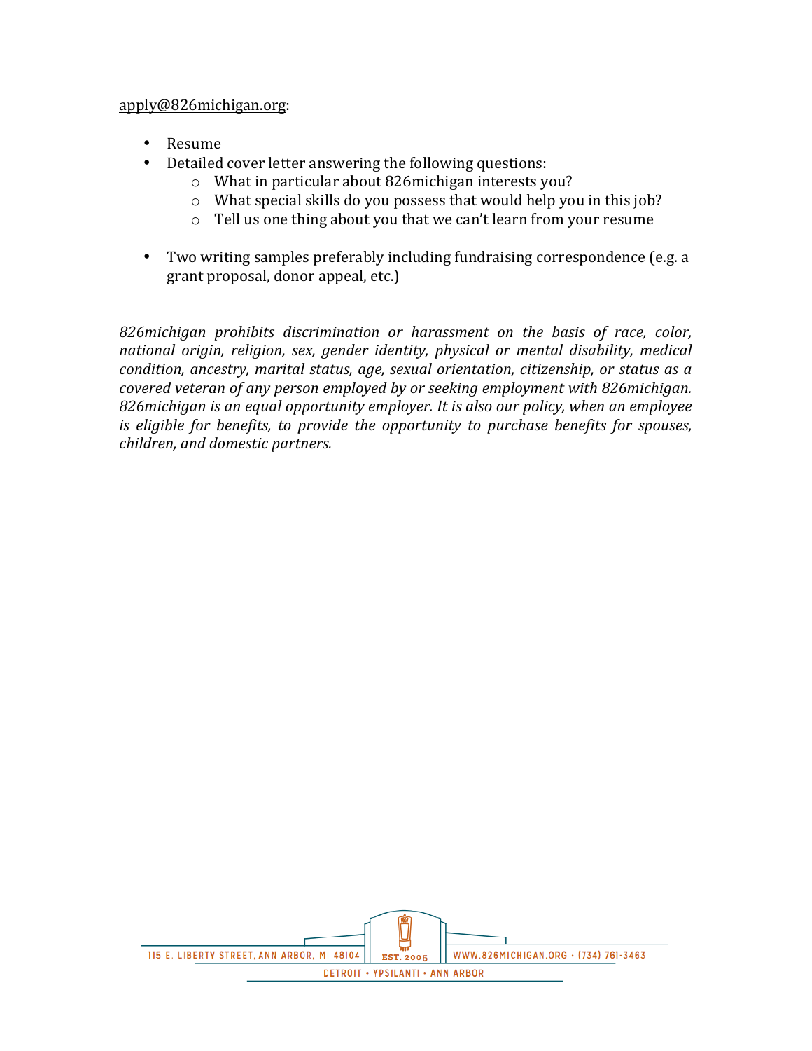apply@826michigan.org:

- Resume
- Detailed cover letter answering the following questions:
  - What in particular about 826michigan interests you?
  - What special skills do you possess that would help you in this job?
  - Tell us one thing about you that we can't learn from your resume

- Two writing samples preferably including fundraising correspondence (e.g. a grant proposal, donor appeal, etc.)

*826michigan prohibits discrimination or harassment on the basis of race, color, national origin, religion, sex, gender identity, physical or mental disability, medical condition, ancestry, marital status, age, sexual orientation, citizenship, or status as a covered veteran of any person employed by or seeking employment with 826michigan. 826michigan is an equal opportunity employer. It is also our policy, when an employee is eligible for benefits, to provide the opportunity to purchase benefits for spouses, children, and domestic partners.*